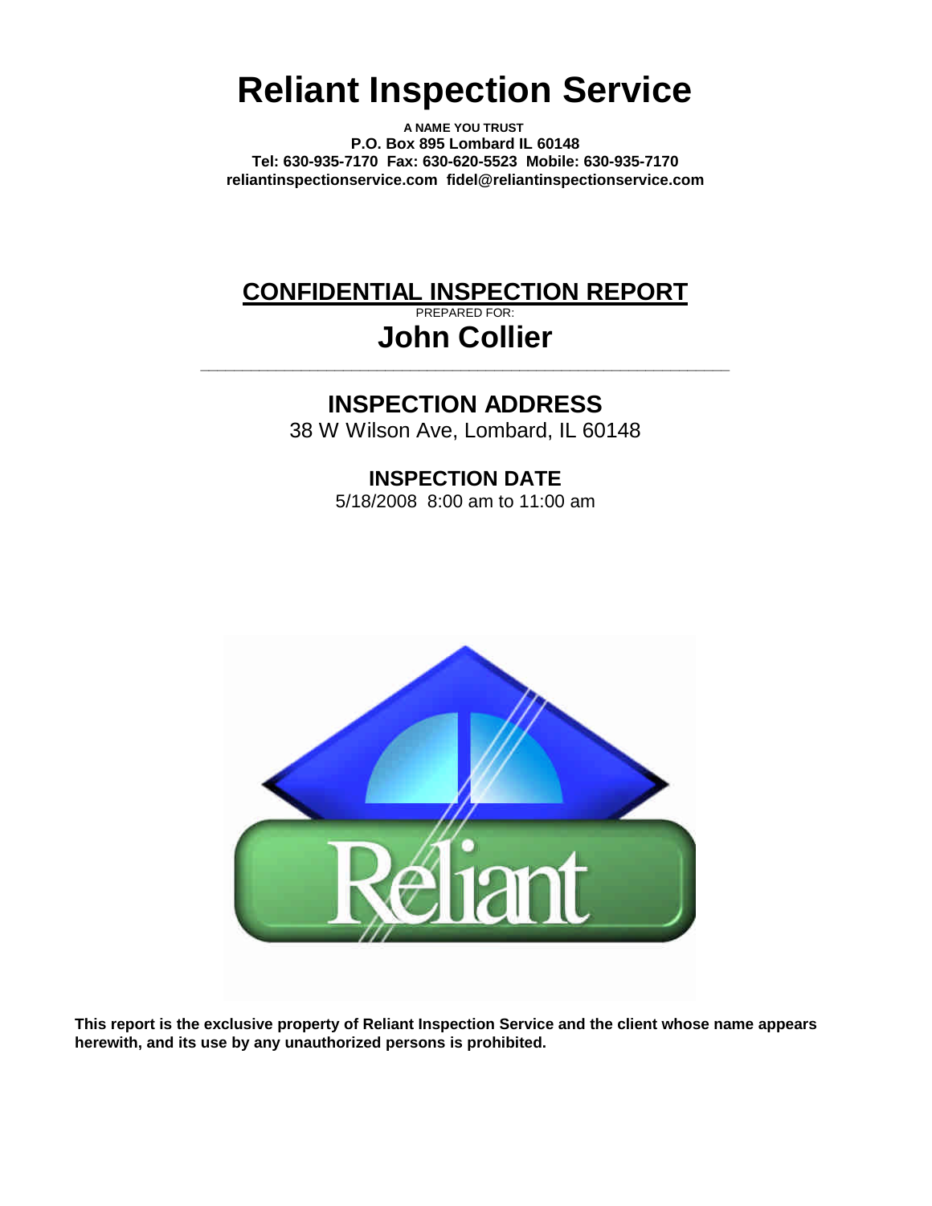# Reliant Inspection Service

**A NAME YOU TRUST**
**P.O. Box 895 Lombard IL 60148**
**Tel: 630-935-7170  Fax: 630-620-5523  Mobile: 630-935-7170**
**reliantinspectionservice.com  fidel@reliantinspectionservice.com**

## CONFIDENTIAL INSPECTION REPORT

PREPARED FOR:

## John Collier

---

## INSPECTION ADDRESS

38 W Wilson Ave, Lombard, IL 60148

## INSPECTION DATE

5/18/2008  8:00 am to 11:00 am

**This report is the exclusive property of Reliant Inspection Service and the client whose name appears herewith, and its use by any unauthorized persons is prohibited.**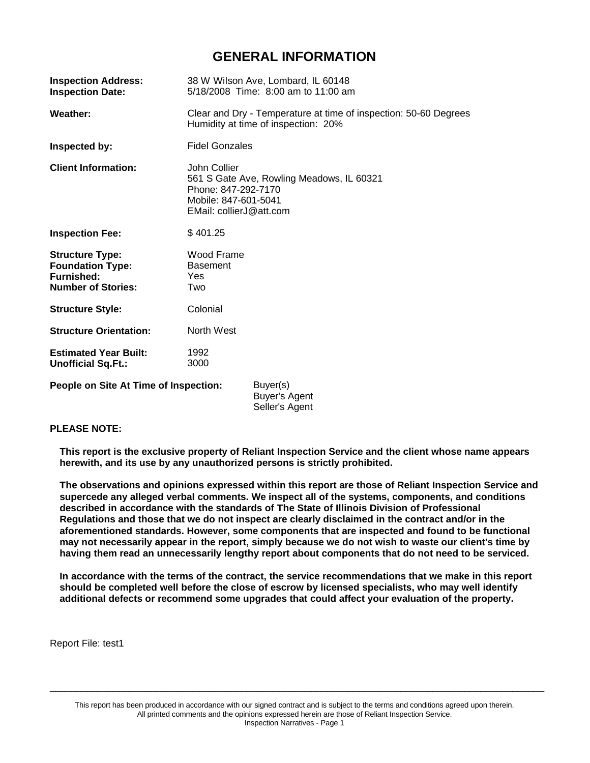# GENERAL INFORMATION

| | |
|---|---|
| **Inspection Address:** | 38 W Wilson Ave, Lombard, IL 60148 |
| **Inspection Date:** | 5/18/2008 Time: 8:00 am to 11:00 am |
| **Weather:** | Clear and Dry - Temperature at time of inspection: 50-60 Degrees<br>Humidity at time of inspection: 20% |
| **Inspected by:** | Fidel Gonzales |
| **Client Information:** | John Collier<br>561 S Gate Ave, Rowling Meadows, IL 60321<br>Phone: 847-292-7170<br>Mobile: 847-601-5041<br>EMail: collierJ@att.com |
| **Inspection Fee:** | $ 401.25 |
| **Structure Type:** | Wood Frame |
| **Foundation Type:** | Basement |
| **Furnished:** | Yes |
| **Number of Stories:** | Two |
| **Structure Style:** | Colonial |
| **Structure Orientation:** | North West |
| **Estimated Year Built:** | 1992 |
| **Unofficial Sq.Ft.:** | 3000 |
| **People on Site At Time of Inspection:** | Buyer(s)<br>Buyer's Agent<br>Seller's Agent |

**PLEASE NOTE:**

**This report is the exclusive property of Reliant Inspection Service and the client whose name appears herewith, and its use by any unauthorized persons is strictly prohibited.**

**The observations and opinions expressed within this report are those of Reliant Inspection Service and supercede any alleged verbal comments. We inspect all of the systems, components, and conditions described in accordance with the standards of The State of Illinois Division of Professional Regulations and those that we do not inspect are clearly disclaimed in the contract and/or in the aforementioned standards. However, some components that are inspected and found to be functional may not necessarily appear in the report, simply because we do not wish to waste our client's time by having them read an unnecessarily lengthy report about components that do not need to be serviced.**

**In accordance with the terms of the contract, the service recommendations that we make in this report should be completed well before the close of escrow by licensed specialists, who may well identify additional defects or recommend some upgrades that could affect your evaluation of the property.**

Report File: test1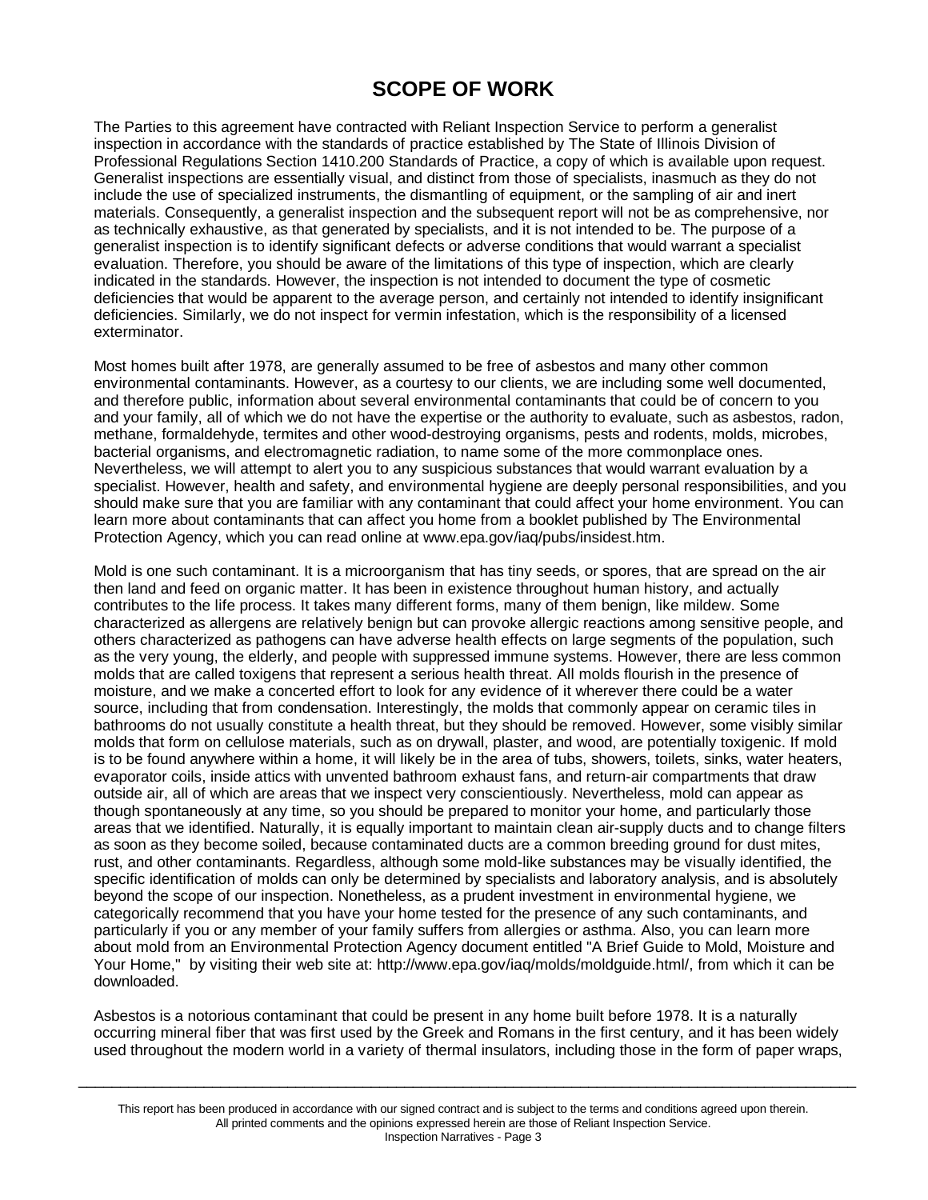# SCOPE OF WORK

The Parties to this agreement have contracted with Reliant Inspection Service to perform a generalist inspection in accordance with the standards of practice established by The State of Illinois Division of Professional Regulations Section 1410.200 Standards of Practice, a copy of which is available upon request. Generalist inspections are essentially visual, and distinct from those of specialists, inasmuch as they do not include the use of specialized instruments, the dismantling of equipment, or the sampling of air and inert materials. Consequently, a generalist inspection and the subsequent report will not be as comprehensive, nor as technically exhaustive, as that generated by specialists, and it is not intended to be. The purpose of a generalist inspection is to identify significant defects or adverse conditions that would warrant a specialist evaluation. Therefore, you should be aware of the limitations of this type of inspection, which are clearly indicated in the standards. However, the inspection is not intended to document the type of cosmetic deficiencies that would be apparent to the average person, and certainly not intended to identify insignificant deficiencies. Similarly, we do not inspect for vermin infestation, which is the responsibility of a licensed exterminator.

Most homes built after 1978, are generally assumed to be free of asbestos and many other common environmental contaminants. However, as a courtesy to our clients, we are including some well documented, and therefore public, information about several environmental contaminants that could be of concern to you and your family, all of which we do not have the expertise or the authority to evaluate, such as asbestos, radon, methane, formaldehyde, termites and other wood-destroying organisms, pests and rodents, molds, microbes, bacterial organisms, and electromagnetic radiation, to name some of the more commonplace ones. Nevertheless, we will attempt to alert you to any suspicious substances that would warrant evaluation by a specialist. However, health and safety, and environmental hygiene are deeply personal responsibilities, and you should make sure that you are familiar with any contaminant that could affect your home environment. You can learn more about contaminants that can affect you home from a booklet published by The Environmental Protection Agency, which you can read online at www.epa.gov/iaq/pubs/insidest.htm.

Mold is one such contaminant. It is a microorganism that has tiny seeds, or spores, that are spread on the air then land and feed on organic matter. It has been in existence throughout human history, and actually contributes to the life process. It takes many different forms, many of them benign, like mildew. Some characterized as allergens are relatively benign but can provoke allergic reactions among sensitive people, and others characterized as pathogens can have adverse health effects on large segments of the population, such as the very young, the elderly, and people with suppressed immune systems. However, there are less common molds that are called toxigens that represent a serious health threat. All molds flourish in the presence of moisture, and we make a concerted effort to look for any evidence of it wherever there could be a water source, including that from condensation. Interestingly, the molds that commonly appear on ceramic tiles in bathrooms do not usually constitute a health threat, but they should be removed. However, some visibly similar molds that form on cellulose materials, such as on drywall, plaster, and wood, are potentially toxigenic. If mold is to be found anywhere within a home, it will likely be in the area of tubs, showers, toilets, sinks, water heaters, evaporator coils, inside attics with unvented bathroom exhaust fans, and return-air compartments that draw outside air, all of which are areas that we inspect very conscientiously. Nevertheless, mold can appear as though spontaneously at any time, so you should be prepared to monitor your home, and particularly those areas that we identified. Naturally, it is equally important to maintain clean air-supply ducts and to change filters as soon as they become soiled, because contaminated ducts are a common breeding ground for dust mites, rust, and other contaminants. Regardless, although some mold-like substances may be visually identified, the specific identification of molds can only be determined by specialists and laboratory analysis, and is absolutely beyond the scope of our inspection. Nonetheless, as a prudent investment in environmental hygiene, we categorically recommend that you have your home tested for the presence of any such contaminants, and particularly if you or any member of your family suffers from allergies or asthma. Also, you can learn more about mold from an Environmental Protection Agency document entitled "A Brief Guide to Mold, Moisture and Your Home," by visiting their web site at: http://www.epa.gov/iaq/molds/moldguide.html/, from which it can be downloaded.

Asbestos is a notorious contaminant that could be present in any home built before 1978. It is a naturally occurring mineral fiber that was first used by the Greek and Romans in the first century, and it has been widely used throughout the modern world in a variety of thermal insulators, including those in the form of paper wraps,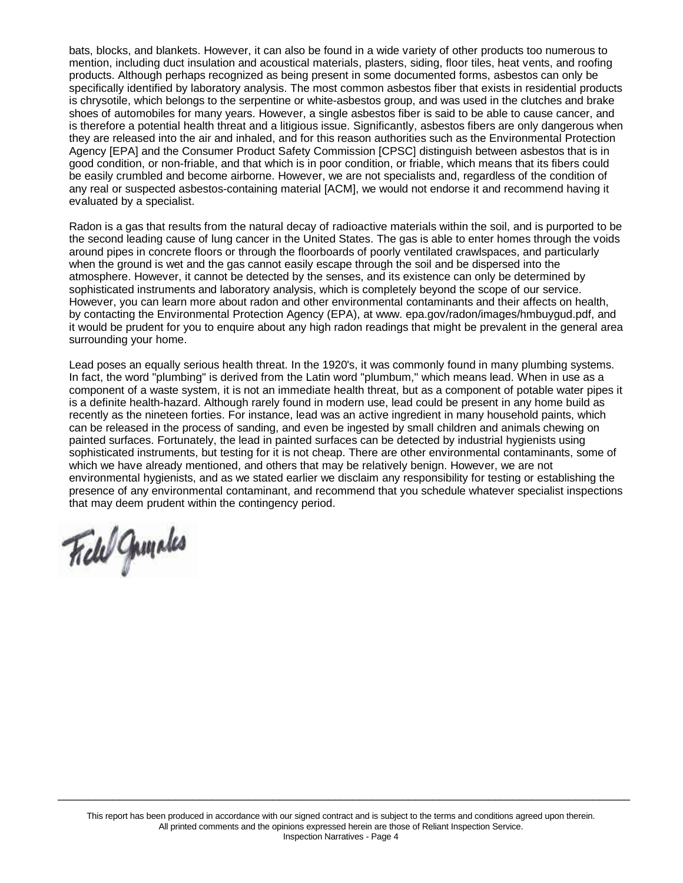bats, blocks, and blankets. However, it can also be found in a wide variety of other products too numerous to mention, including duct insulation and acoustical materials, plasters, siding, floor tiles, heat vents, and roofing products. Although perhaps recognized as being present in some documented forms, asbestos can only be specifically identified by laboratory analysis. The most common asbestos fiber that exists in residential products is chrysotile, which belongs to the serpentine or white-asbestos group, and was used in the clutches and brake shoes of automobiles for many years. However, a single asbestos fiber is said to be able to cause cancer, and is therefore a potential health threat and a litigious issue. Significantly, asbestos fibers are only dangerous when they are released into the air and inhaled, and for this reason authorities such as the Environmental Protection Agency [EPA] and the Consumer Product Safety Commission [CPSC] distinguish between asbestos that is in good condition, or non-friable, and that which is in poor condition, or friable, which means that its fibers could be easily crumbled and become airborne. However, we are not specialists and, regardless of the condition of any real or suspected asbestos-containing material [ACM], we would not endorse it and recommend having it evaluated by a specialist.

Radon is a gas that results from the natural decay of radioactive materials within the soil, and is purported to be the second leading cause of lung cancer in the United States. The gas is able to enter homes through the voids around pipes in concrete floors or through the floorboards of poorly ventilated crawlspaces, and particularly when the ground is wet and the gas cannot easily escape through the soil and be dispersed into the atmosphere. However, it cannot be detected by the senses, and its existence can only be determined by sophisticated instruments and laboratory analysis, which is completely beyond the scope of our service. However, you can learn more about radon and other environmental contaminants and their affects on health, by contacting the Environmental Protection Agency (EPA), at www. epa.gov/radon/images/hmbuygud.pdf, and it would be prudent for you to enquire about any high radon readings that might be prevalent in the general area surrounding your home.

Lead poses an equally serious health threat. In the 1920's, it was commonly found in many plumbing systems. In fact, the word "plumbing" is derived from the Latin word "plumbum," which means lead. When in use as a component of a waste system, it is not an immediate health threat, but as a component of potable water pipes it is a definite health-hazard. Although rarely found in modern use, lead could be present in any home build as recently as the nineteen forties. For instance, lead was an active ingredient in many household paints, which can be released in the process of sanding, and even be ingested by small children and animals chewing on painted surfaces. Fortunately, the lead in painted surfaces can be detected by industrial hygienists using sophisticated instruments, but testing for it is not cheap. There are other environmental contaminants, some of which we have already mentioned, and others that may be relatively benign. However, we are not environmental hygienists, and as we stated earlier we disclaim any responsibility for testing or establishing the presence of any environmental contaminant, and recommend that you schedule whatever specialist inspections that may deem prudent within the contingency period.

Fidel Gonzales

This report has been produced in accordance with our signed contract and is subject to the terms and conditions agreed upon therein.
All printed comments and the opinions expressed herein are those of Reliant Inspection Service.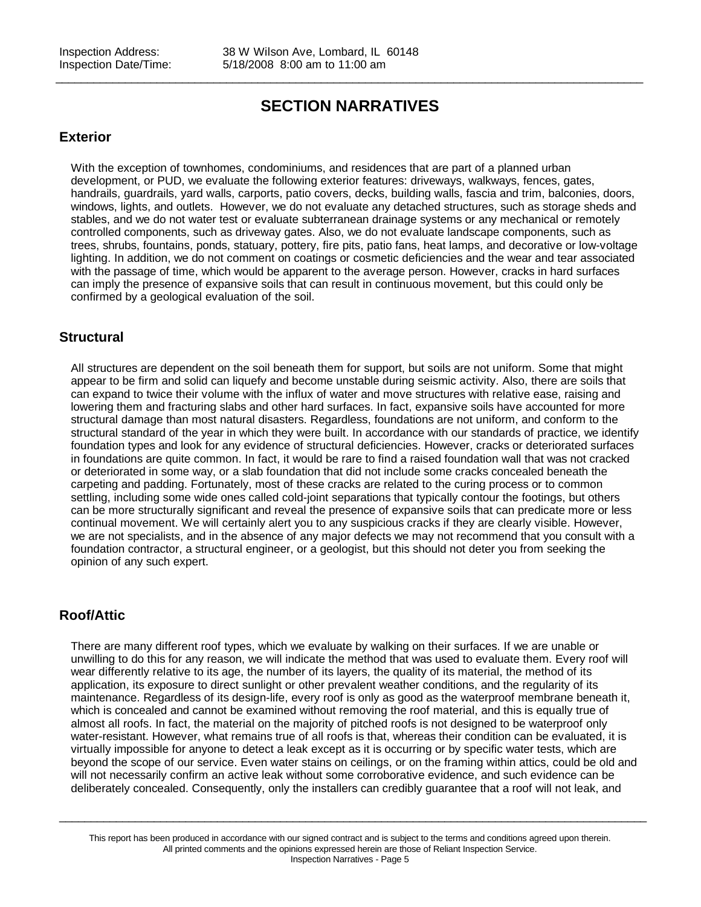# SECTION NARRATIVES

## Exterior

With the exception of townhomes, condominiums, and residences that are part of a planned urban development, or PUD, we evaluate the following exterior features: driveways, walkways, fences, gates, handrails, guardrails, yard walls, carports, patio covers, decks, building walls, fascia and trim, balconies, doors, windows, lights, and outlets. However, we do not evaluate any detached structures, such as storage sheds and stables, and we do not water test or evaluate subterranean drainage systems or any mechanical or remotely controlled components, such as driveway gates. Also, we do not evaluate landscape components, such as trees, shrubs, fountains, ponds, statuary, pottery, fire pits, patio fans, heat lamps, and decorative or low-voltage lighting. In addition, we do not comment on coatings or cosmetic deficiencies and the wear and tear associated with the passage of time, which would be apparent to the average person. However, cracks in hard surfaces can imply the presence of expansive soils that can result in continuous movement, but this could only be confirmed by a geological evaluation of the soil.

## Structural

All structures are dependent on the soil beneath them for support, but soils are not uniform. Some that might appear to be firm and solid can liquefy and become unstable during seismic activity. Also, there are soils that can expand to twice their volume with the influx of water and move structures with relative ease, raising and lowering them and fracturing slabs and other hard surfaces. In fact, expansive soils have accounted for more structural damage than most natural disasters. Regardless, foundations are not uniform, and conform to the structural standard of the year in which they were built. In accordance with our standards of practice, we identify foundation types and look for any evidence of structural deficiencies. However, cracks or deteriorated surfaces in foundations are quite common. In fact, it would be rare to find a raised foundation wall that was not cracked or deteriorated in some way, or a slab foundation that did not include some cracks concealed beneath the carpeting and padding. Fortunately, most of these cracks are related to the curing process or to common settling, including some wide ones called cold-joint separations that typically contour the footings, but others can be more structurally significant and reveal the presence of expansive soils that can predicate more or less continual movement. We will certainly alert you to any suspicious cracks if they are clearly visible. However, we are not specialists, and in the absence of any major defects we may not recommend that you consult with a foundation contractor, a structural engineer, or a geologist, but this should not deter you from seeking the opinion of any such expert.

## Roof/Attic

There are many different roof types, which we evaluate by walking on their surfaces. If we are unable or unwilling to do this for any reason, we will indicate the method that was used to evaluate them. Every roof will wear differently relative to its age, the number of its layers, the quality of its material, the method of its application, its exposure to direct sunlight or other prevalent weather conditions, and the regularity of its maintenance. Regardless of its design-life, every roof is only as good as the waterproof membrane beneath it, which is concealed and cannot be examined without removing the roof material, and this is equally true of almost all roofs. In fact, the material on the majority of pitched roofs is not designed to be waterproof only water-resistant. However, what remains true of all roofs is that, whereas their condition can be evaluated, it is virtually impossible for anyone to detect a leak except as it is occurring or by specific water tests, which are beyond the scope of our service. Even water stains on ceilings, or on the framing within attics, could be old and will not necessarily confirm an active leak without some corroborative evidence, and such evidence can be deliberately concealed. Consequently, only the installers can credibly guarantee that a roof will not leak, and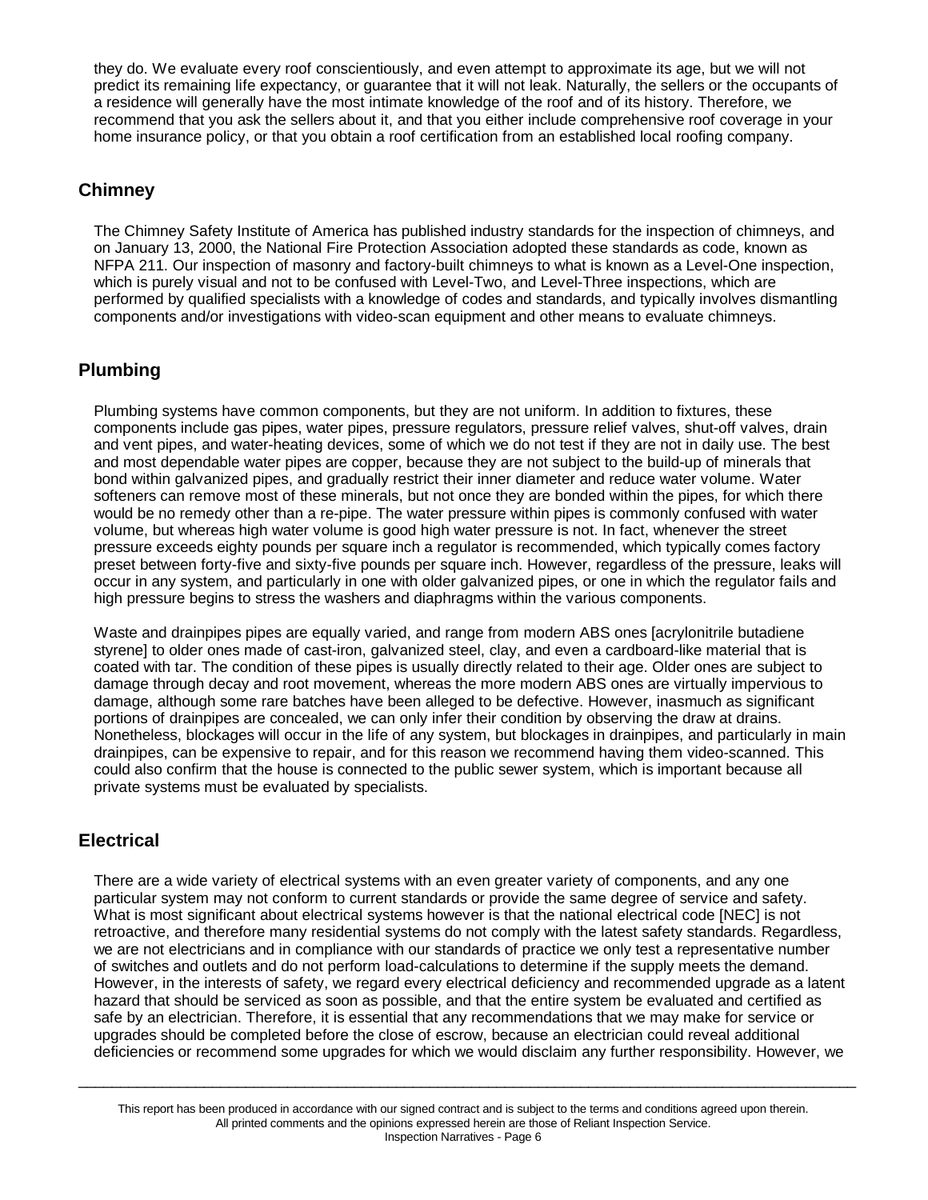they do. We evaluate every roof conscientiously, and even attempt to approximate its age, but we will not predict its remaining life expectancy, or guarantee that it will not leak. Naturally, the sellers or the occupants of a residence will generally have the most intimate knowledge of the roof and of its history. Therefore, we recommend that you ask the sellers about it, and that you either include comprehensive roof coverage in your home insurance policy, or that you obtain a roof certification from an established local roofing company.

## Chimney

The Chimney Safety Institute of America has published industry standards for the inspection of chimneys, and on January 13, 2000, the National Fire Protection Association adopted these standards as code, known as NFPA 211. Our inspection of masonry and factory-built chimneys to what is known as a Level-One inspection, which is purely visual and not to be confused with Level-Two, and Level-Three inspections, which are performed by qualified specialists with a knowledge of codes and standards, and typically involves dismantling components and/or investigations with video-scan equipment and other means to evaluate chimneys.

## Plumbing

Plumbing systems have common components, but they are not uniform. In addition to fixtures, these components include gas pipes, water pipes, pressure regulators, pressure relief valves, shut-off valves, drain and vent pipes, and water-heating devices, some of which we do not test if they are not in daily use. The best and most dependable water pipes are copper, because they are not subject to the build-up of minerals that bond within galvanized pipes, and gradually restrict their inner diameter and reduce water volume. Water softeners can remove most of these minerals, but not once they are bonded within the pipes, for which there would be no remedy other than a re-pipe. The water pressure within pipes is commonly confused with water volume, but whereas high water volume is good high water pressure is not. In fact, whenever the street pressure exceeds eighty pounds per square inch a regulator is recommended, which typically comes factory preset between forty-five and sixty-five pounds per square inch. However, regardless of the pressure, leaks will occur in any system, and particularly in one with older galvanized pipes, or one in which the regulator fails and high pressure begins to stress the washers and diaphragms within the various components.

Waste and drainpipes pipes are equally varied, and range from modern ABS ones [acrylonitrile butadiene styrene] to older ones made of cast-iron, galvanized steel, clay, and even a cardboard-like material that is coated with tar. The condition of these pipes is usually directly related to their age. Older ones are subject to damage through decay and root movement, whereas the more modern ABS ones are virtually impervious to damage, although some rare batches have been alleged to be defective. However, inasmuch as significant portions of drainpipes are concealed, we can only infer their condition by observing the draw at drains. Nonetheless, blockages will occur in the life of any system, but blockages in drainpipes, and particularly in main drainpipes, can be expensive to repair, and for this reason we recommend having them video-scanned. This could also confirm that the house is connected to the public sewer system, which is important because all private systems must be evaluated by specialists.

## Electrical

There are a wide variety of electrical systems with an even greater variety of components, and any one particular system may not conform to current standards or provide the same degree of service and safety. What is most significant about electrical systems however is that the national electrical code [NEC] is not retroactive, and therefore many residential systems do not comply with the latest safety standards. Regardless, we are not electricians and in compliance with our standards of practice we only test a representative number of switches and outlets and do not perform load-calculations to determine if the supply meets the demand. However, in the interests of safety, we regard every electrical deficiency and recommended upgrade as a latent hazard that should be serviced as soon as possible, and that the entire system be evaluated and certified as safe by an electrician. Therefore, it is essential that any recommendations that we may make for service or upgrades should be completed before the close of escrow, because an electrician could reveal additional deficiencies or recommend some upgrades for which we would disclaim any further responsibility. However, we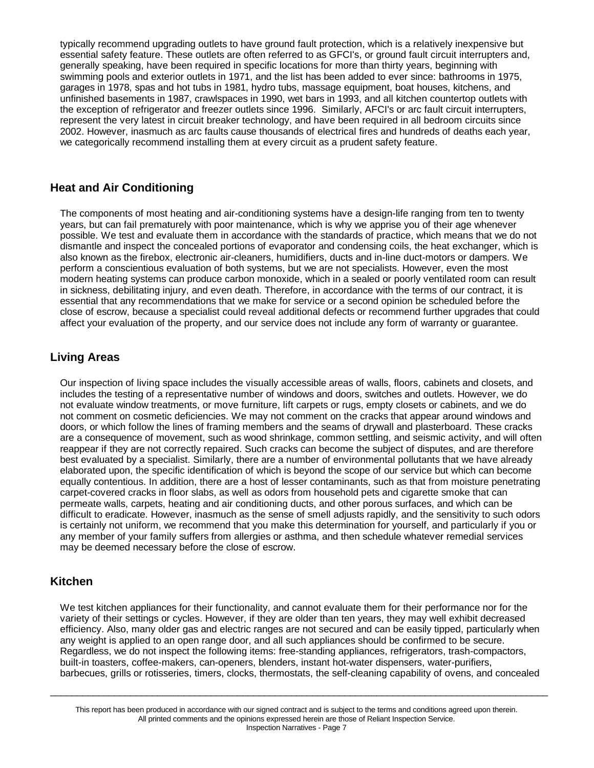typically recommend upgrading outlets to have ground fault protection, which is a relatively inexpensive but essential safety feature. These outlets are often referred to as GFCI's, or ground fault circuit interrupters and, generally speaking, have been required in specific locations for more than thirty years, beginning with swimming pools and exterior outlets in 1971, and the list has been added to ever since: bathrooms in 1975, garages in 1978, spas and hot tubs in 1981, hydro tubs, massage equipment, boat houses, kitchens, and unfinished basements in 1987, crawlspaces in 1990, wet bars in 1993, and all kitchen countertop outlets with the exception of refrigerator and freezer outlets since 1996. Similarly, AFCI's or arc fault circuit interrupters, represent the very latest in circuit breaker technology, and have been required in all bedroom circuits since 2002. However, inasmuch as arc faults cause thousands of electrical fires and hundreds of deaths each year, we categorically recommend installing them at every circuit as a prudent safety feature.

## Heat and Air Conditioning

The components of most heating and air-conditioning systems have a design-life ranging from ten to twenty years, but can fail prematurely with poor maintenance, which is why we apprise you of their age whenever possible. We test and evaluate them in accordance with the standards of practice, which means that we do not dismantle and inspect the concealed portions of evaporator and condensing coils, the heat exchanger, which is also known as the firebox, electronic air-cleaners, humidifiers, ducts and in-line duct-motors or dampers. We perform a conscientious evaluation of both systems, but we are not specialists. However, even the most modern heating systems can produce carbon monoxide, which in a sealed or poorly ventilated room can result in sickness, debilitating injury, and even death. Therefore, in accordance with the terms of our contract, it is essential that any recommendations that we make for service or a second opinion be scheduled before the close of escrow, because a specialist could reveal additional defects or recommend further upgrades that could affect your evaluation of the property, and our service does not include any form of warranty or guarantee.

## Living Areas

Our inspection of living space includes the visually accessible areas of walls, floors, cabinets and closets, and includes the testing of a representative number of windows and doors, switches and outlets. However, we do not evaluate window treatments, or move furniture, lift carpets or rugs, empty closets or cabinets, and we do not comment on cosmetic deficiencies. We may not comment on the cracks that appear around windows and doors, or which follow the lines of framing members and the seams of drywall and plasterboard. These cracks are a consequence of movement, such as wood shrinkage, common settling, and seismic activity, and will often reappear if they are not correctly repaired. Such cracks can become the subject of disputes, and are therefore best evaluated by a specialist. Similarly, there are a number of environmental pollutants that we have already elaborated upon, the specific identification of which is beyond the scope of our service but which can become equally contentious. In addition, there are a host of lesser contaminants, such as that from moisture penetrating carpet-covered cracks in floor slabs, as well as odors from household pets and cigarette smoke that can permeate walls, carpets, heating and air conditioning ducts, and other porous surfaces, and which can be difficult to eradicate. However, inasmuch as the sense of smell adjusts rapidly, and the sensitivity to such odors is certainly not uniform, we recommend that you make this determination for yourself, and particularly if you or any member of your family suffers from allergies or asthma, and then schedule whatever remedial services may be deemed necessary before the close of escrow.

## Kitchen

We test kitchen appliances for their functionality, and cannot evaluate them for their performance nor for the variety of their settings or cycles. However, if they are older than ten years, they may well exhibit decreased efficiency. Also, many older gas and electric ranges are not secured and can be easily tipped, particularly when any weight is applied to an open range door, and all such appliances should be confirmed to be secure. Regardless, we do not inspect the following items: free-standing appliances, refrigerators, trash-compactors, built-in toasters, coffee-makers, can-openers, blenders, instant hot-water dispensers, water-purifiers, barbecues, grills or rotisseries, timers, clocks, thermostats, the self-cleaning capability of ovens, and concealed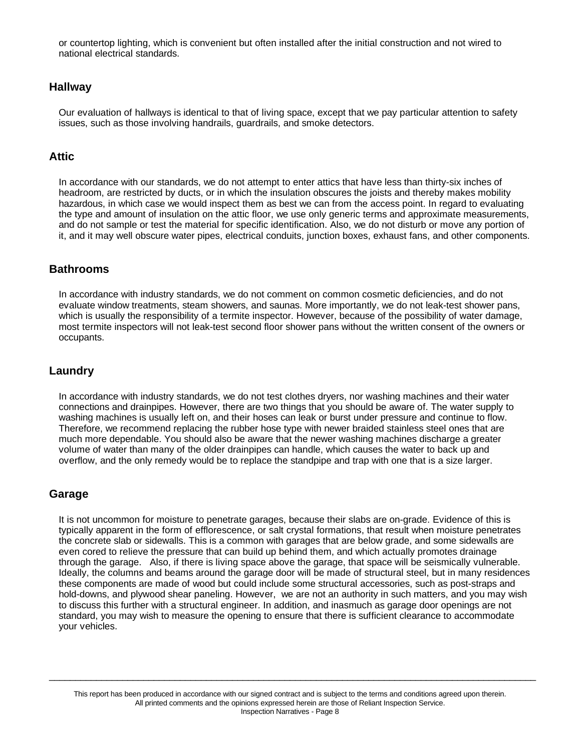or countertop lighting, which is convenient but often installed after the initial construction and not wired to national electrical standards.

## Hallway

Our evaluation of hallways is identical to that of living space, except that we pay particular attention to safety issues, such as those involving handrails, guardrails, and smoke detectors.

## Attic

In accordance with our standards, we do not attempt to enter attics that have less than thirty-six inches of headroom, are restricted by ducts, or in which the insulation obscures the joists and thereby makes mobility hazardous, in which case we would inspect them as best we can from the access point. In regard to evaluating the type and amount of insulation on the attic floor, we use only generic terms and approximate measurements, and do not sample or test the material for specific identification. Also, we do not disturb or move any portion of it, and it may well obscure water pipes, electrical conduits, junction boxes, exhaust fans, and other components.

## Bathrooms

In accordance with industry standards, we do not comment on common cosmetic deficiencies, and do not evaluate window treatments, steam showers, and saunas. More importantly, we do not leak-test shower pans, which is usually the responsibility of a termite inspector. However, because of the possibility of water damage, most termite inspectors will not leak-test second floor shower pans without the written consent of the owners or occupants.

## Laundry

In accordance with industry standards, we do not test clothes dryers, nor washing machines and their water connections and drainpipes. However, there are two things that you should be aware of. The water supply to washing machines is usually left on, and their hoses can leak or burst under pressure and continue to flow. Therefore, we recommend replacing the rubber hose type with newer braided stainless steel ones that are much more dependable. You should also be aware that the newer washing machines discharge a greater volume of water than many of the older drainpipes can handle, which causes the water to back up and overflow, and the only remedy would be to replace the standpipe and trap with one that is a size larger.

## Garage

It is not uncommon for moisture to penetrate garages, because their slabs are on-grade. Evidence of this is typically apparent in the form of efflorescence, or salt crystal formations, that result when moisture penetrates the concrete slab or sidewalls. This is a common with garages that are below grade, and some sidewalls are even cored to relieve the pressure that can build up behind them, and which actually promotes drainage through the garage. Also, if there is living space above the garage, that space will be seismically vulnerable. Ideally, the columns and beams around the garage door will be made of structural steel, but in many residences these components are made of wood but could include some structural accessories, such as post-straps and hold-downs, and plywood shear paneling. However, we are not an authority in such matters, and you may wish to discuss this further with a structural engineer. In addition, and inasmuch as garage door openings are not standard, you may wish to measure the opening to ensure that there is sufficient clearance to accommodate your vehicles.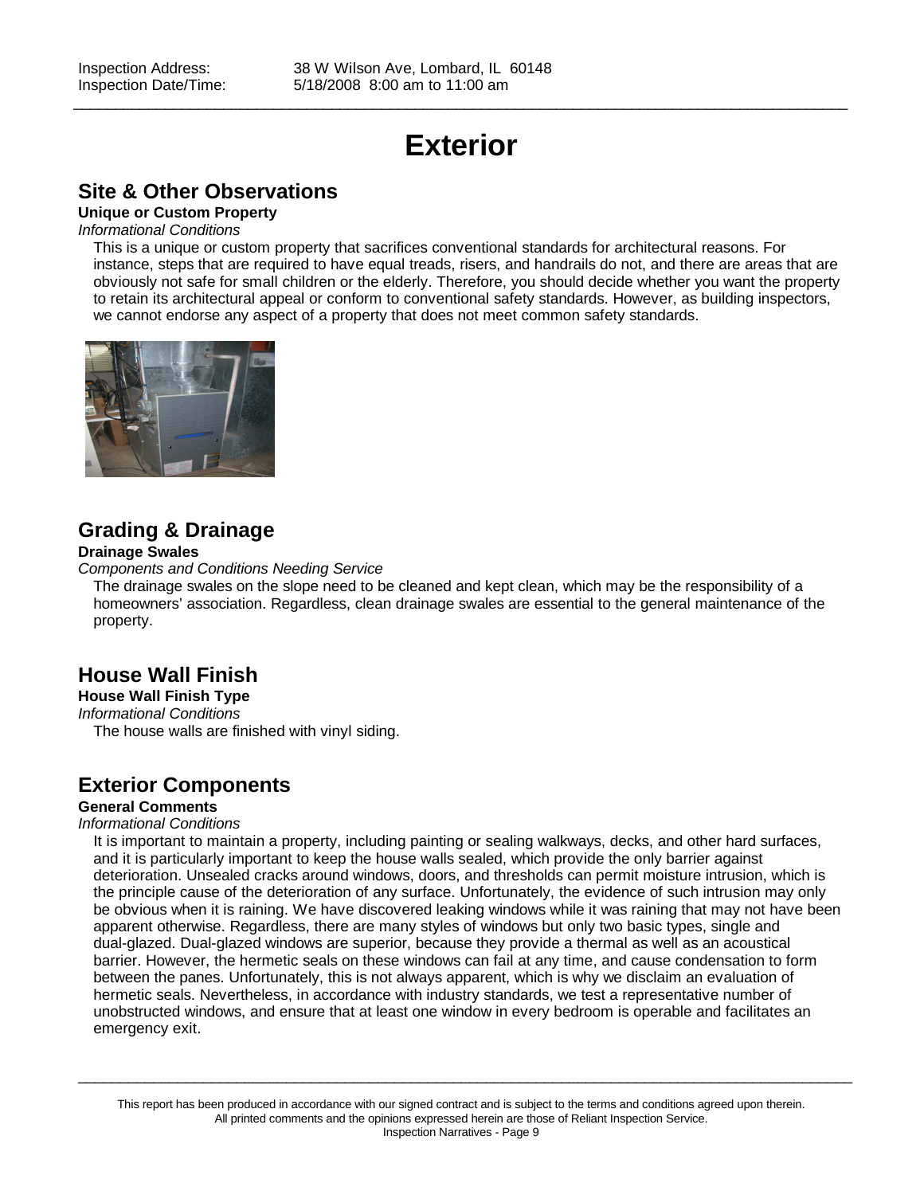# Exterior

## Site & Other Observations

**Unique or Custom Property**

*Informational Conditions*

This is a unique or custom property that sacrifices conventional standards for architectural reasons. For instance, steps that are required to have equal treads, risers, and handrails do not, and there are areas that are obviously not safe for small children or the elderly. Therefore, you should decide whether you want the property to retain its architectural appeal or conform to conventional safety standards. However, as building inspectors, we cannot endorse any aspect of a property that does not meet common safety standards.

## Grading & Drainage

**Drainage Swales**

*Components and Conditions Needing Service*

The drainage swales on the slope need to be cleaned and kept clean, which may be the responsibility of a homeowners' association. Regardless, clean drainage swales are essential to the general maintenance of the property.

## House Wall Finish

**House Wall Finish Type**

*Informational Conditions*

The house walls are finished with vinyl siding.

## Exterior Components

**General Comments**

*Informational Conditions*

It is important to maintain a property, including painting or sealing walkways, decks, and other hard surfaces, and it is particularly important to keep the house walls sealed, which provide the only barrier against deterioration. Unsealed cracks around windows, doors, and thresholds can permit moisture intrusion, which is the principle cause of the deterioration of any surface. Unfortunately, the evidence of such intrusion may only be obvious when it is raining. We have discovered leaking windows while it was raining that may not have been apparent otherwise. Regardless, there are many styles of windows but only two basic types, single and dual-glazed. Dual-glazed windows are superior, because they provide a thermal as well as an acoustical barrier. However, the hermetic seals on these windows can fail at any time, and cause condensation to form between the panes. Unfortunately, this is not always apparent, which is why we disclaim an evaluation of hermetic seals. Nevertheless, in accordance with industry standards, we test a representative number of unobstructed windows, and ensure that at least one window in every bedroom is operable and facilitates an emergency exit.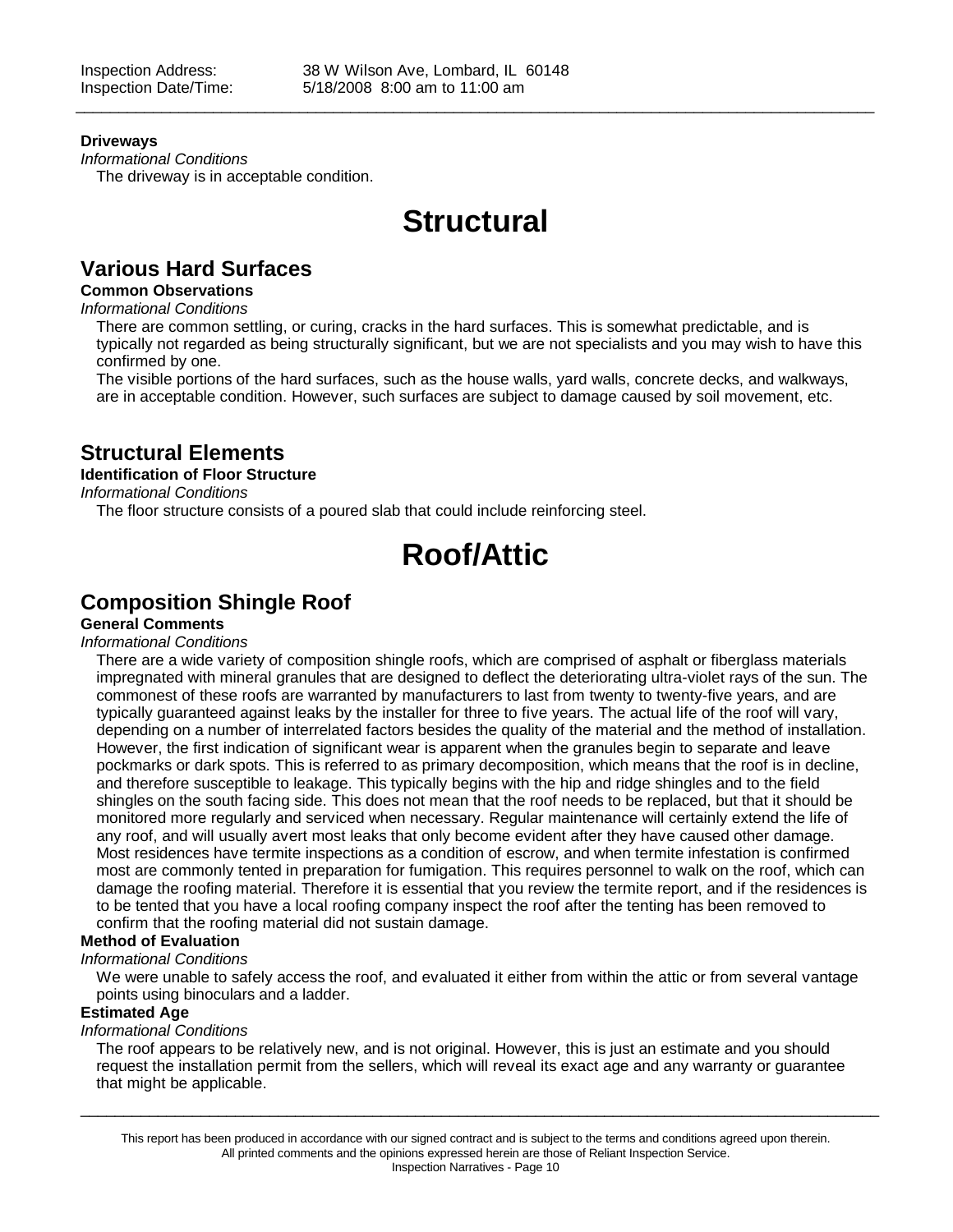**Driveways**

*Informational Conditions*

The driveway is in acceptable condition.

# Structural

## Various Hard Surfaces

**Common Observations**

*Informational Conditions*

There are common settling, or curing, cracks in the hard surfaces. This is somewhat predictable, and is typically not regarded as being structurally significant, but we are not specialists and you may wish to have this confirmed by one.

The visible portions of the hard surfaces, such as the house walls, yard walls, concrete decks, and walkways, are in acceptable condition. However, such surfaces are subject to damage caused by soil movement, etc.

## Structural Elements

**Identification of Floor Structure**

*Informational Conditions*

The floor structure consists of a poured slab that could include reinforcing steel.

# Roof/Attic

## Composition Shingle Roof

**General Comments**

*Informational Conditions*

There are a wide variety of composition shingle roofs, which are comprised of asphalt or fiberglass materials impregnated with mineral granules that are designed to deflect the deteriorating ultra-violet rays of the sun. The commonest of these roofs are warranted by manufacturers to last from twenty to twenty-five years, and are typically guaranteed against leaks by the installer for three to five years. The actual life of the roof will vary, depending on a number of interrelated factors besides the quality of the material and the method of installation. However, the first indication of significant wear is apparent when the granules begin to separate and leave pockmarks or dark spots. This is referred to as primary decomposition, which means that the roof is in decline, and therefore susceptible to leakage. This typically begins with the hip and ridge shingles and to the field shingles on the south facing side. This does not mean that the roof needs to be replaced, but that it should be monitored more regularly and serviced when necessary. Regular maintenance will certainly extend the life of any roof, and will usually avert most leaks that only become evident after they have caused other damage. Most residences have termite inspections as a condition of escrow, and when termite infestation is confirmed most are commonly tented in preparation for fumigation. This requires personnel to walk on the roof, which can damage the roofing material. Therefore it is essential that you review the termite report, and if the residences is to be tented that you have a local roofing company inspect the roof after the tenting has been removed to confirm that the roofing material did not sustain damage.

**Method of Evaluation**

*Informational Conditions*

We were unable to safely access the roof, and evaluated it either from within the attic or from several vantage points using binoculars and a ladder.

**Estimated Age**

*Informational Conditions*

The roof appears to be relatively new, and is not original. However, this is just an estimate and you should request the installation permit from the sellers, which will reveal its exact age and any warranty or guarantee that might be applicable.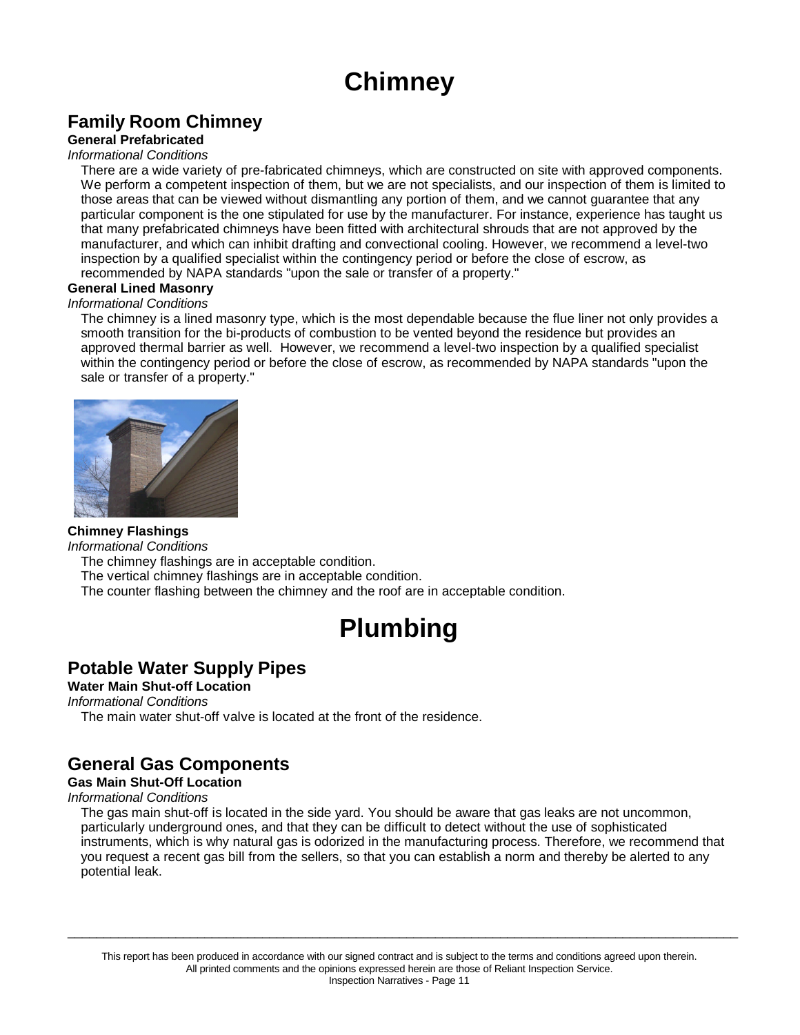# Chimney

## Family Room Chimney

**General Prefabricated**

*Informational Conditions*

There are a wide variety of pre-fabricated chimneys, which are constructed on site with approved components. We perform a competent inspection of them, but we are not specialists, and our inspection of them is limited to those areas that can be viewed without dismantling any portion of them, and we cannot guarantee that any particular component is the one stipulated for use by the manufacturer. For instance, experience has taught us that many prefabricated chimneys have been fitted with architectural shrouds that are not approved by the manufacturer, and which can inhibit drafting and convectional cooling. However, we recommend a level-two inspection by a qualified specialist within the contingency period or before the close of escrow, as recommended by NAPA standards "upon the sale or transfer of a property."

**General Lined Masonry**

*Informational Conditions*

The chimney is a lined masonry type, which is the most dependable because the flue liner not only provides a smooth transition for the bi-products of combustion to be vented beyond the residence but provides an approved thermal barrier as well. However, we recommend a level-two inspection by a qualified specialist within the contingency period or before the close of escrow, as recommended by NAPA standards "upon the sale or transfer of a property."

**Chimney Flashings**

*Informational Conditions*

The chimney flashings are in acceptable condition.
The vertical chimney flashings are in acceptable condition.
The counter flashing between the chimney and the roof are in acceptable condition.

# Plumbing

## Potable Water Supply Pipes

**Water Main Shut-off Location**

*Informational Conditions*

The main water shut-off valve is located at the front of the residence.

## General Gas Components

**Gas Main Shut-Off Location**

*Informational Conditions*

The gas main shut-off is located in the side yard. You should be aware that gas leaks are not uncommon, particularly underground ones, and that they can be difficult to detect without the use of sophisticated instruments, which is why natural gas is odorized in the manufacturing process. Therefore, we recommend that you request a recent gas bill from the sellers, so that you can establish a norm and thereby be alerted to any potential leak.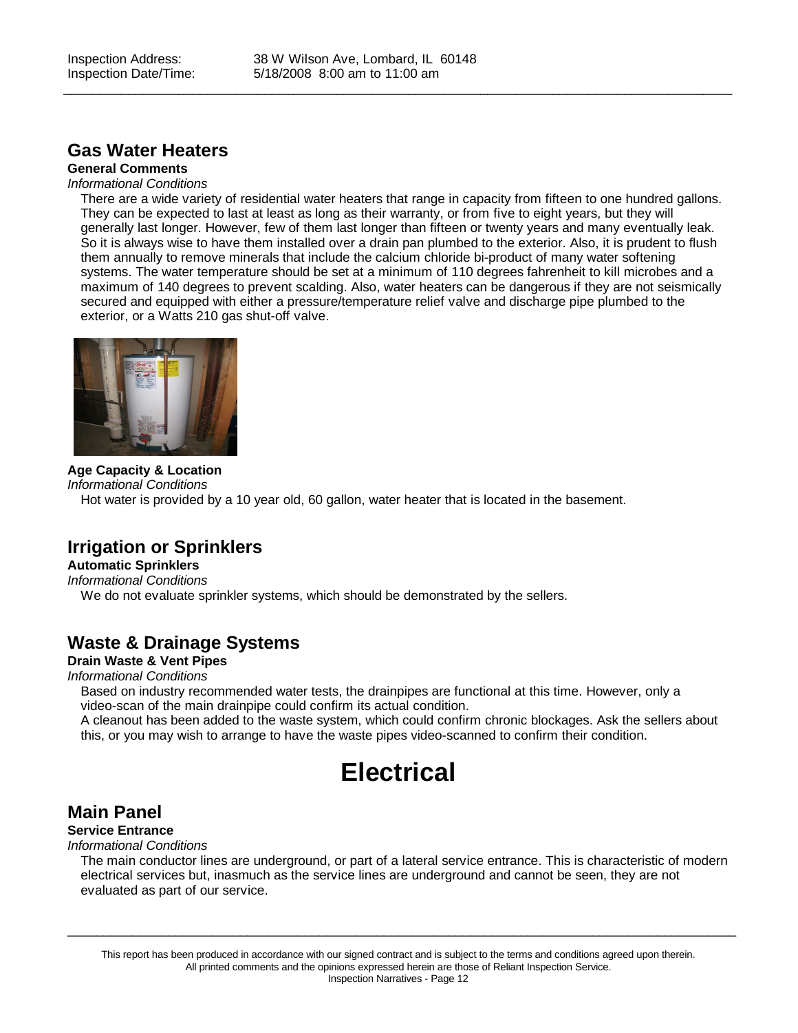# Gas Water Heaters

**General Comments**

*Informational Conditions*

There are a wide variety of residential water heaters that range in capacity from fifteen to one hundred gallons. They can be expected to last at least as long as their warranty, or from five to eight years, but they will generally last longer. However, few of them last longer than fifteen or twenty years and many eventually leak. So it is always wise to have them installed over a drain pan plumbed to the exterior. Also, it is prudent to flush them annually to remove minerals that include the calcium chloride bi-product of many water softening systems. The water temperature should be set at a minimum of 110 degrees fahrenheit to kill microbes and a maximum of 140 degrees to prevent scalding. Also, water heaters can be dangerous if they are not seismically secured and equipped with either a pressure/temperature relief valve and discharge pipe plumbed to the exterior, or a Watts 210 gas shut-off valve.

**Age Capacity & Location**

*Informational Conditions*

Hot water is provided by a 10 year old, 60 gallon, water heater that is located in the basement.

# Irrigation or Sprinklers

**Automatic Sprinklers**

*Informational Conditions*

We do not evaluate sprinkler systems, which should be demonstrated by the sellers.

# Waste & Drainage Systems

**Drain Waste & Vent Pipes**

*Informational Conditions*

Based on industry recommended water tests, the drainpipes are functional at this time. However, only a video-scan of the main drainpipe could confirm its actual condition.

A cleanout has been added to the waste system, which could confirm chronic blockages. Ask the sellers about this, or you may wish to arrange to have the waste pipes video-scanned to confirm their condition.

# Electrical

## Main Panel

**Service Entrance**

*Informational Conditions*

The main conductor lines are underground, or part of a lateral service entrance. This is characteristic of modern electrical services but, inasmuch as the service lines are underground and cannot be seen, they are not evaluated as part of our service.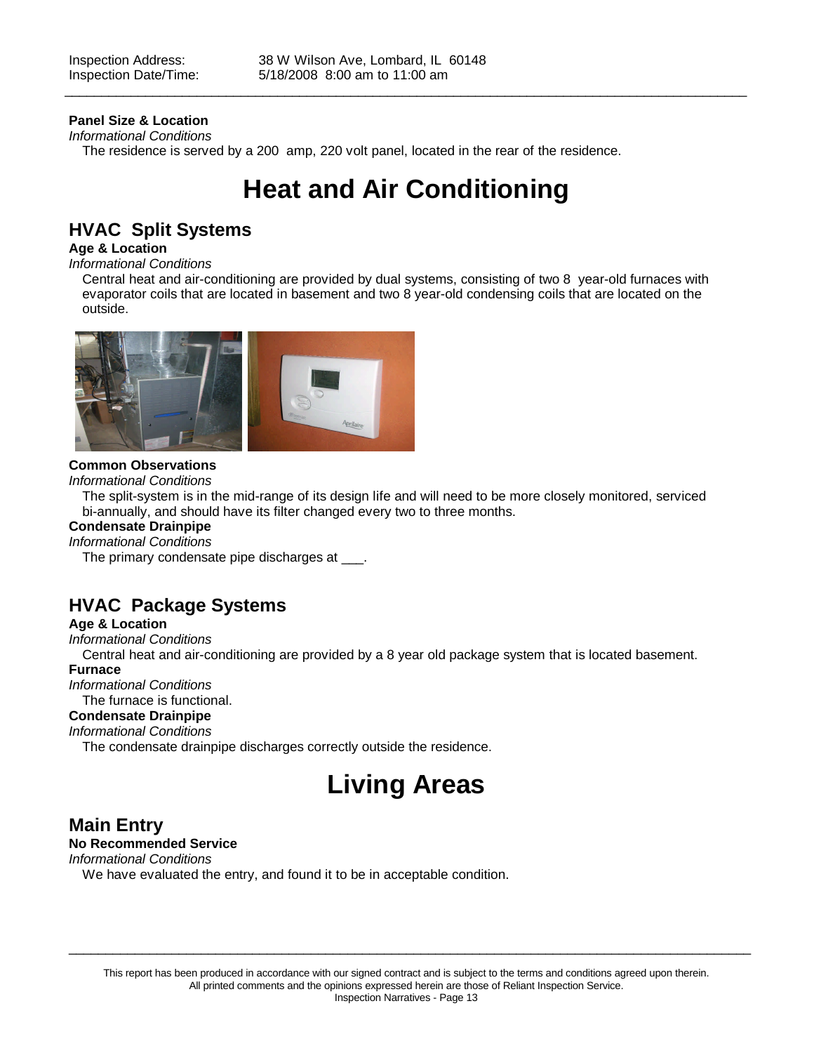### Panel Size & Location

*Informational Conditions*

The residence is served by a 200 amp, 220 volt panel, located in the rear of the residence.

# Heat and Air Conditioning

## HVAC Split Systems

### Age & Location

*Informational Conditions*

Central heat and air-conditioning are provided by dual systems, consisting of two 8 year-old furnaces with evaporator coils that are located in basement and two 8 year-old condensing coils that are located on the outside.

### Common Observations

*Informational Conditions*

The split-system is in the mid-range of its design life and will need to be more closely monitored, serviced bi-annually, and should have its filter changed every two to three months.

### Condensate Drainpipe

*Informational Conditions*

The primary condensate pipe discharges at ___.

## HVAC Package Systems

### Age & Location

*Informational Conditions*

Central heat and air-conditioning are provided by a 8 year old package system that is located basement.

### Furnace

*Informational Conditions*

The furnace is functional.

### Condensate Drainpipe

*Informational Conditions*

The condensate drainpipe discharges correctly outside the residence.

# Living Areas

## Main Entry

### No Recommended Service

*Informational Conditions*

We have evaluated the entry, and found it to be in acceptable condition.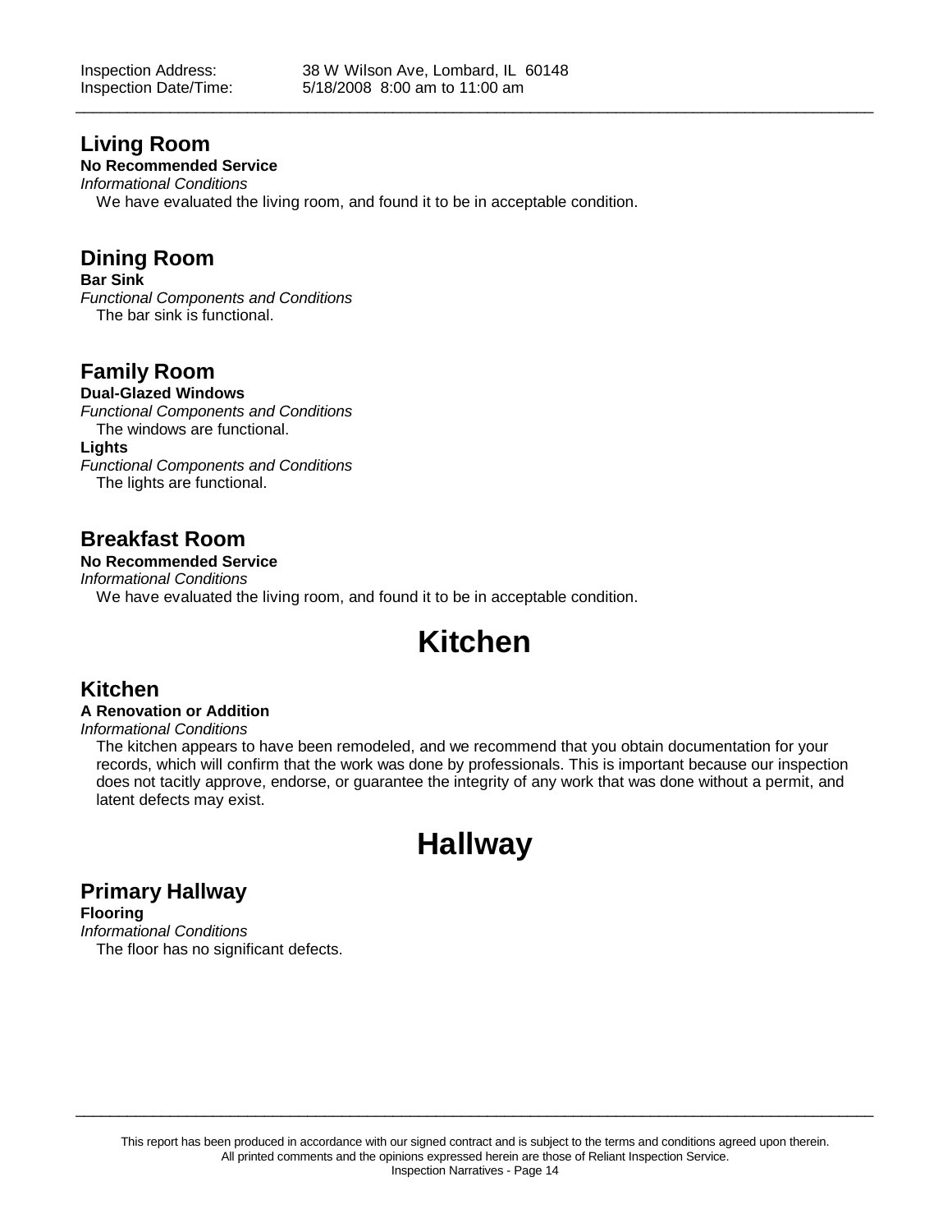## Living Room

**No Recommended Service**

*Informational Conditions*

We have evaluated the living room, and found it to be in acceptable condition.

## Dining Room

**Bar Sink**

*Functional Components and Conditions*

The bar sink is functional.

## Family Room

**Dual-Glazed Windows**

*Functional Components and Conditions*

The windows are functional.

**Lights**

*Functional Components and Conditions*

The lights are functional.

## Breakfast Room

**No Recommended Service**

*Informational Conditions*

We have evaluated the living room, and found it to be in acceptable condition.

# Kitchen

## Kitchen

**A Renovation or Addition**

*Informational Conditions*

The kitchen appears to have been remodeled, and we recommend that you obtain documentation for your records, which will confirm that the work was done by professionals. This is important because our inspection does not tacitly approve, endorse, or guarantee the integrity of any work that was done without a permit, and latent defects may exist.

# Hallway

## Primary Hallway

**Flooring**

*Informational Conditions*

The floor has no significant defects.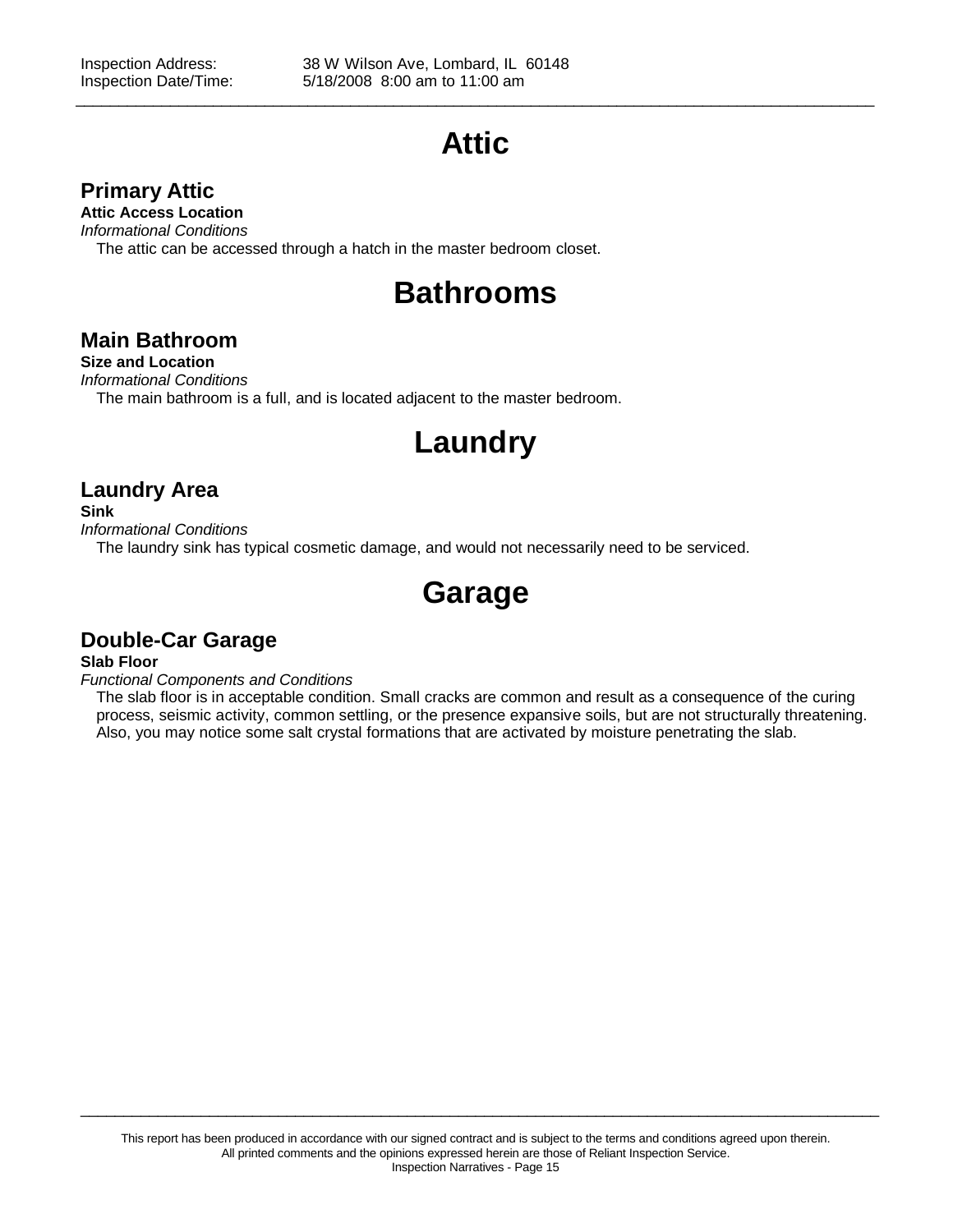# Attic

## Primary Attic

**Attic Access Location**

*Informational Conditions*

The attic can be accessed through a hatch in the master bedroom closet.

# Bathrooms

## Main Bathroom

**Size and Location**

*Informational Conditions*

The main bathroom is a full, and is located adjacent to the master bedroom.

# Laundry

## Laundry Area

**Sink**

*Informational Conditions*

The laundry sink has typical cosmetic damage, and would not necessarily need to be serviced.

# Garage

## Double-Car Garage

**Slab Floor**

*Functional Components and Conditions*

The slab floor is in acceptable condition. Small cracks are common and result as a consequence of the curing process, seismic activity, common settling, or the presence expansive soils, but are not structurally threatening. Also, you may notice some salt crystal formations that are activated by moisture penetrating the slab.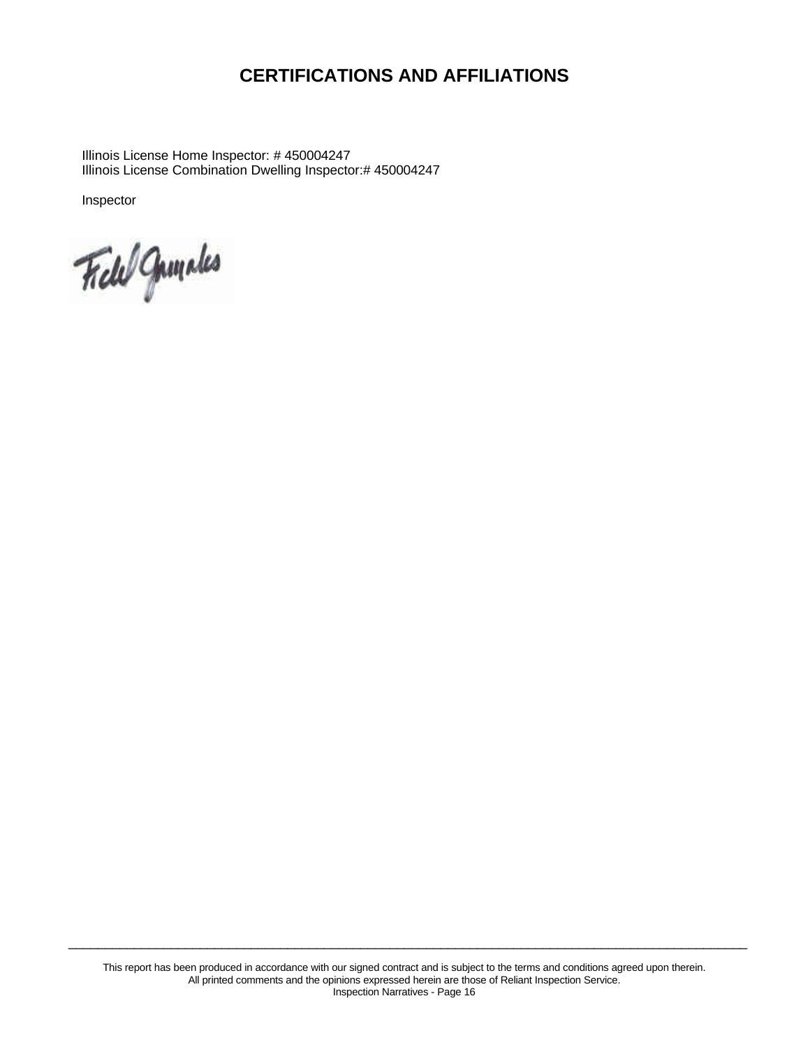# CERTIFICATIONS AND AFFILIATIONS

Illinois License Home Inspector: # 450004247
Illinois License Combination Dwelling Inspector:# 450004247

Inspector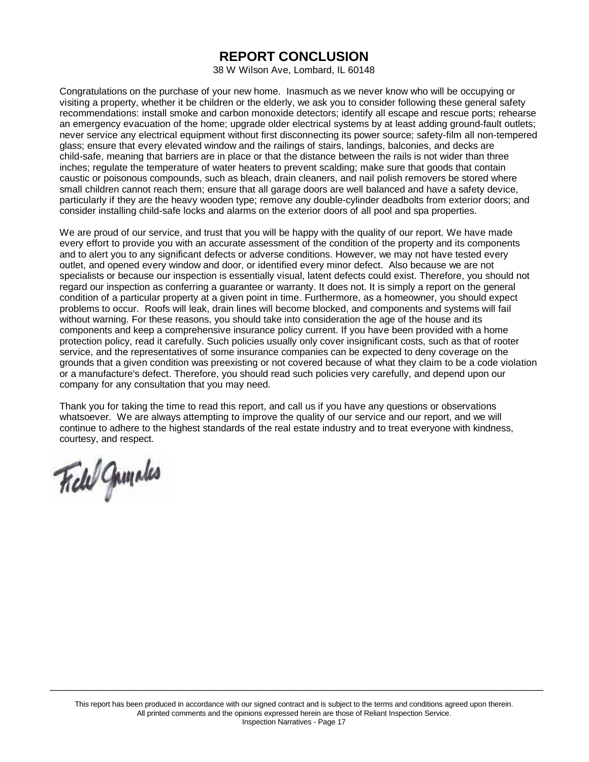# REPORT CONCLUSION

38 W Wilson Ave, Lombard, IL 60148

Congratulations on the purchase of your new home. Inasmuch as we never know who will be occupying or visiting a property, whether it be children or the elderly, we ask you to consider following these general safety recommendations: install smoke and carbon monoxide detectors; identify all escape and rescue ports; rehearse an emergency evacuation of the home; upgrade older electrical systems by at least adding ground-fault outlets; never service any electrical equipment without first disconnecting its power source; safety-film all non-tempered glass; ensure that every elevated window and the railings of stairs, landings, balconies, and decks are child-safe, meaning that barriers are in place or that the distance between the rails is not wider than three inches; regulate the temperature of water heaters to prevent scalding; make sure that goods that contain caustic or poisonous compounds, such as bleach, drain cleaners, and nail polish removers be stored where small children cannot reach them; ensure that all garage doors are well balanced and have a safety device, particularly if they are the heavy wooden type; remove any double-cylinder deadbolts from exterior doors; and consider installing child-safe locks and alarms on the exterior doors of all pool and spa properties.

We are proud of our service, and trust that you will be happy with the quality of our report. We have made every effort to provide you with an accurate assessment of the condition of the property and its components and to alert you to any significant defects or adverse conditions. However, we may not have tested every outlet, and opened every window and door, or identified every minor defect. Also because we are not specialists or because our inspection is essentially visual, latent defects could exist. Therefore, you should not regard our inspection as conferring a guarantee or warranty. It does not. It is simply a report on the general condition of a particular property at a given point in time. Furthermore, as a homeowner, you should expect problems to occur. Roofs will leak, drain lines will become blocked, and components and systems will fail without warning. For these reasons, you should take into consideration the age of the house and its components and keep a comprehensive insurance policy current. If you have been provided with a home protection policy, read it carefully. Such policies usually only cover insignificant costs, such as that of rooter service, and the representatives of some insurance companies can be expected to deny coverage on the grounds that a given condition was preexisting or not covered because of what they claim to be a code violation or a manufacture's defect. Therefore, you should read such policies very carefully, and depend upon our company for any consultation that you may need.

Thank you for taking the time to read this report, and call us if you have any questions or observations whatsoever. We are always attempting to improve the quality of our service and our report, and we will continue to adhere to the highest standards of the real estate industry and to treat everyone with kindness, courtesy, and respect.

This report has been produced in accordance with our signed contract and is subject to the terms and conditions agreed upon therein. All printed comments and the opinions expressed herein are those of Reliant Inspection Service.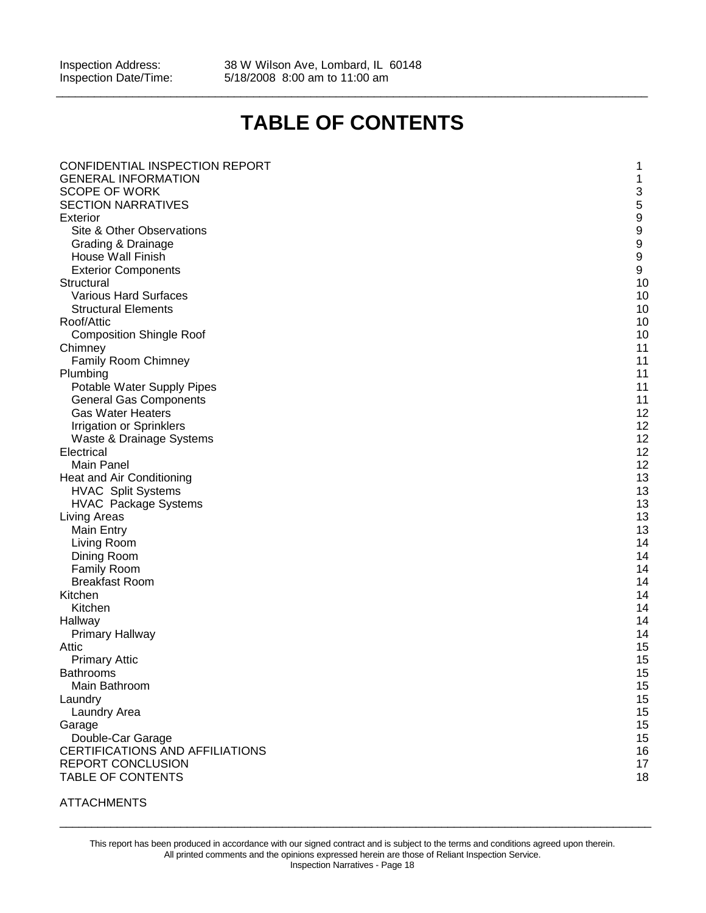Inspection Address: 38 W Wilson Ave, Lombard, IL 60148
Inspection Date/Time: 5/18/2008 8:00 am to 11:00 am

# TABLE OF CONTENTS

| | |
|---|---|
| CONFIDENTIAL INSPECTION REPORT | 1 |
| GENERAL INFORMATION | 1 |
| SCOPE OF WORK | 3 |
| SECTION NARRATIVES | 5 |
| Exterior | 9 |
| Site & Other Observations | 9 |
| Grading & Drainage | 9 |
| House Wall Finish | 9 |
| Exterior Components | 9 |
| Structural | 10 |
| Various Hard Surfaces | 10 |
| Structural Elements | 10 |
| Roof/Attic | 10 |
| Composition Shingle Roof | 10 |
| Chimney | 11 |
| Family Room Chimney | 11 |
| Plumbing | 11 |
| Potable Water Supply Pipes | 11 |
| General Gas Components | 11 |
| Gas Water Heaters | 12 |
| Irrigation or Sprinklers | 12 |
| Waste & Drainage Systems | 12 |
| Electrical | 12 |
| Main Panel | 12 |
| Heat and Air Conditioning | 13 |
| HVAC Split Systems | 13 |
| HVAC Package Systems | 13 |
| Living Areas | 13 |
| Main Entry | 13 |
| Living Room | 14 |
| Dining Room | 14 |
| Family Room | 14 |
| Breakfast Room | 14 |
| Kitchen | 14 |
| Kitchen | 14 |
| Hallway | 14 |
| Primary Hallway | 14 |
| Attic | 15 |
| Primary Attic | 15 |
| Bathrooms | 15 |
| Main Bathroom | 15 |
| Laundry | 15 |
| Laundry Area | 15 |
| Garage | 15 |
| Double-Car Garage | 15 |
| CERTIFICATIONS AND AFFILIATIONS | 16 |
| REPORT CONCLUSION | 17 |
| TABLE OF CONTENTS | 18 |

ATTACHMENTS

This report has been produced in accordance with our signed contract and is subject to the terms and conditions agreed upon therein.
All printed comments and the opinions expressed herein are those of Reliant Inspection Service.